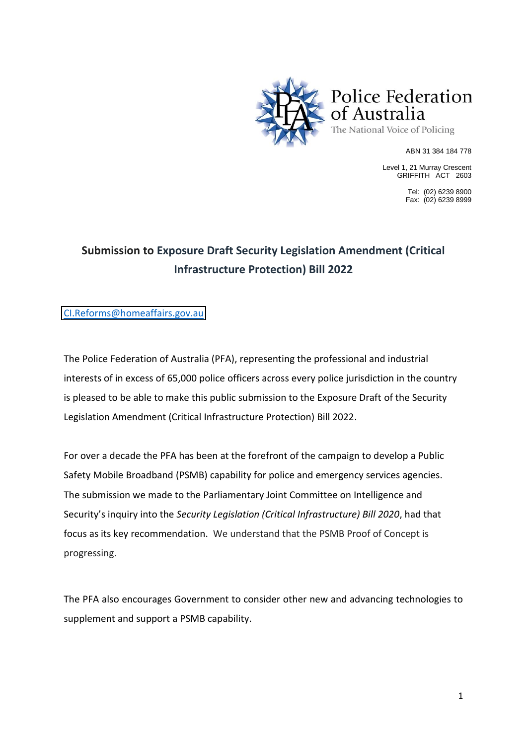Police Federation of Australia
The National Voice of Policing

ABN 31 384 184 778

Level 1, 21 Murray Crescent
GRIFFITH ACT 2603

Tel: (02) 6239 8900
Fax: (02) 6239 8999

# Submission to Exposure Draft Security Legislation Amendment (Critical Infrastructure Protection) Bill 2022

CI.Reforms@homeaffairs.gov.au

The Police Federation of Australia (PFA), representing the professional and industrial interests of in excess of 65,000 police officers across every police jurisdiction in the country is pleased to be able to make this public submission to the Exposure Draft of the Security Legislation Amendment (Critical Infrastructure Protection) Bill 2022.

For over a decade the PFA has been at the forefront of the campaign to develop a Public Safety Mobile Broadband (PSMB) capability for police and emergency services agencies. The submission we made to the Parliamentary Joint Committee on Intelligence and Security's inquiry into the *Security Legislation (Critical Infrastructure) Bill 2020*, had that focus as its key recommendation. We understand that the PSMB Proof of Concept is progressing.

The PFA also encourages Government to consider other new and advancing technologies to supplement and support a PSMB capability.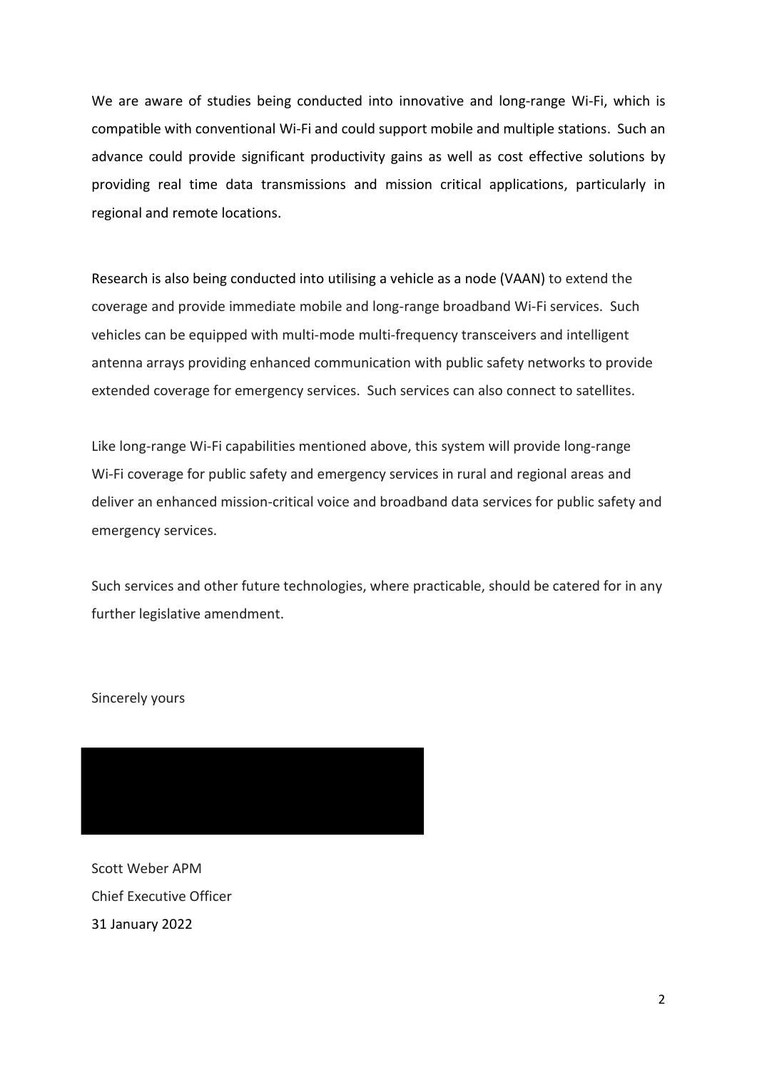We are aware of studies being conducted into innovative and long-range Wi-Fi, which is compatible with conventional Wi-Fi and could support mobile and multiple stations. Such an advance could provide significant productivity gains as well as cost effective solutions by providing real time data transmissions and mission critical applications, particularly in regional and remote locations.

Research is also being conducted into utilising a vehicle as a node (VAAN) to extend the coverage and provide immediate mobile and long-range broadband Wi-Fi services. Such vehicles can be equipped with multi-mode multi-frequency transceivers and intelligent antenna arrays providing enhanced communication with public safety networks to provide extended coverage for emergency services. Such services can also connect to satellites.

Like long-range Wi-Fi capabilities mentioned above, this system will provide long-range Wi-Fi coverage for public safety and emergency services in rural and regional areas and deliver an enhanced mission-critical voice and broadband data services for public safety and emergency services.

Such services and other future technologies, where practicable, should be catered for in any further legislative amendment.

Sincerely yours

Scott Weber APM
Chief Executive Officer
31 January 2022